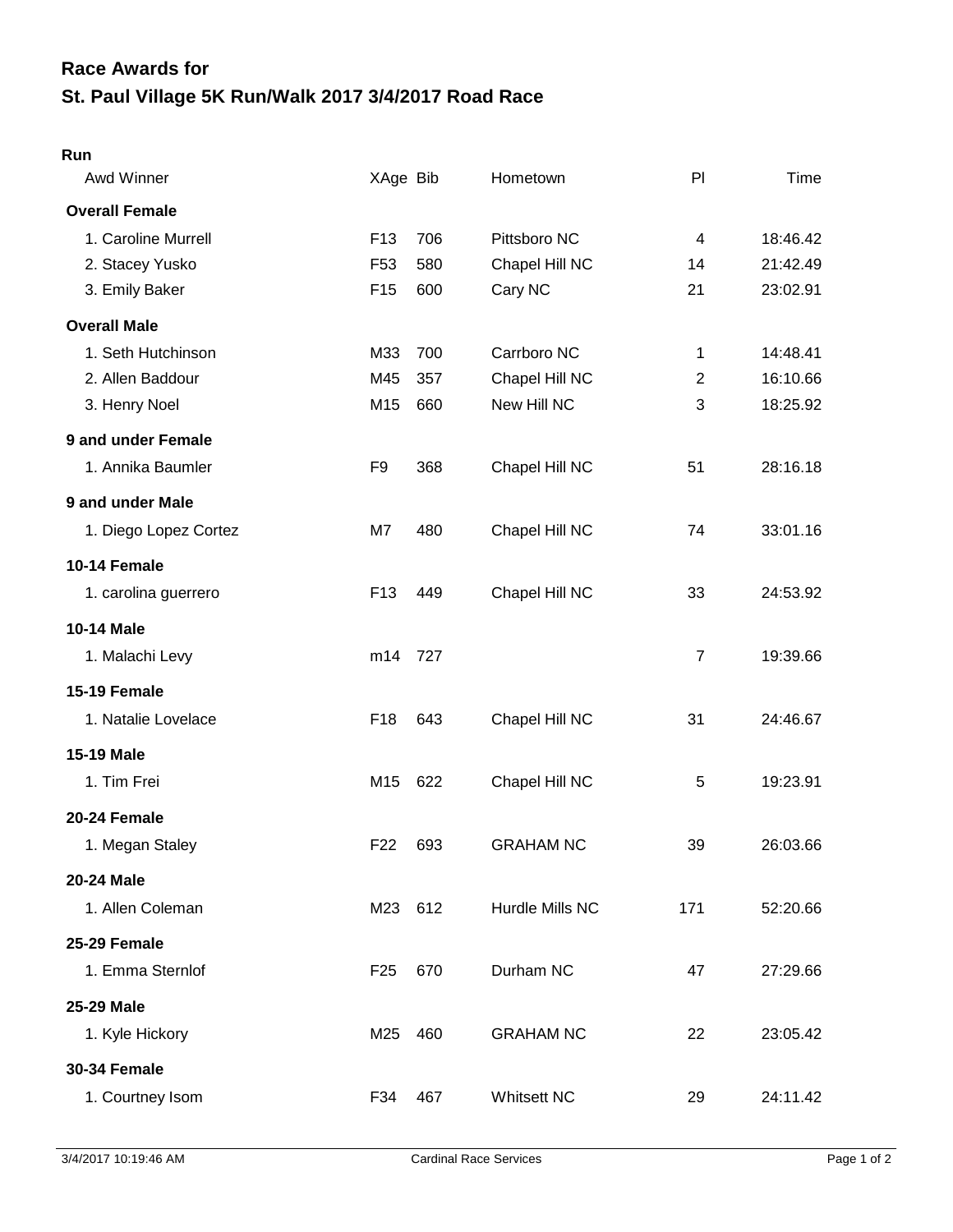# Race Awards for
# St. Paul Village 5K Run/Walk 2017 3/4/2017 Road Race

## Run

| Awd Winner | XAge | Bib | Hometown | Pl | Time |
|---|---|---|---|---|---|
| **Overall Female** | | | | | |
| 1. Caroline Murrell | F13 | 706 | Pittsboro NC | 4 | 18:46.42 |
| 2. Stacey Yusko | F53 | 580 | Chapel Hill NC | 14 | 21:42.49 |
| 3. Emily Baker | F15 | 600 | Cary NC | 21 | 23:02.91 |
| **Overall Male** | | | | | |
| 1. Seth Hutchinson | M33 | 700 | Carrboro NC | 1 | 14:48.41 |
| 2. Allen Baddour | M45 | 357 | Chapel Hill NC | 2 | 16:10.66 |
| 3. Henry Noel | M15 | 660 | New Hill NC | 3 | 18:25.92 |
| **9 and under Female** | | | | | |
| 1. Annika Baumler | F9 | 368 | Chapel Hill NC | 51 | 28:16.18 |
| **9 and under Male** | | | | | |
| 1. Diego Lopez Cortez | M7 | 480 | Chapel Hill NC | 74 | 33:01.16 |
| **10-14 Female** | | | | | |
| 1. carolina guerrero | F13 | 449 | Chapel Hill NC | 33 | 24:53.92 |
| **10-14 Male** | | | | | |
| 1. Malachi Levy | m14 | 727 | | 7 | 19:39.66 |
| **15-19 Female** | | | | | |
| 1. Natalie Lovelace | F18 | 643 | Chapel Hill NC | 31 | 24:46.67 |
| **15-19 Male** | | | | | |
| 1. Tim Frei | M15 | 622 | Chapel Hill NC | 5 | 19:23.91 |
| **20-24 Female** | | | | | |
| 1. Megan Staley | F22 | 693 | GRAHAM NC | 39 | 26:03.66 |
| **20-24 Male** | | | | | |
| 1. Allen Coleman | M23 | 612 | Hurdle Mills NC | 171 | 52:20.66 |
| **25-29 Female** | | | | | |
| 1. Emma Sternlof | F25 | 670 | Durham NC | 47 | 27:29.66 |
| **25-29 Male** | | | | | |
| 1. Kyle Hickory | M25 | 460 | GRAHAM NC | 22 | 23:05.42 |
| **30-34 Female** | | | | | |
| 1. Courtney Isom | F34 | 467 | Whitsett NC | 29 | 24:11.42 |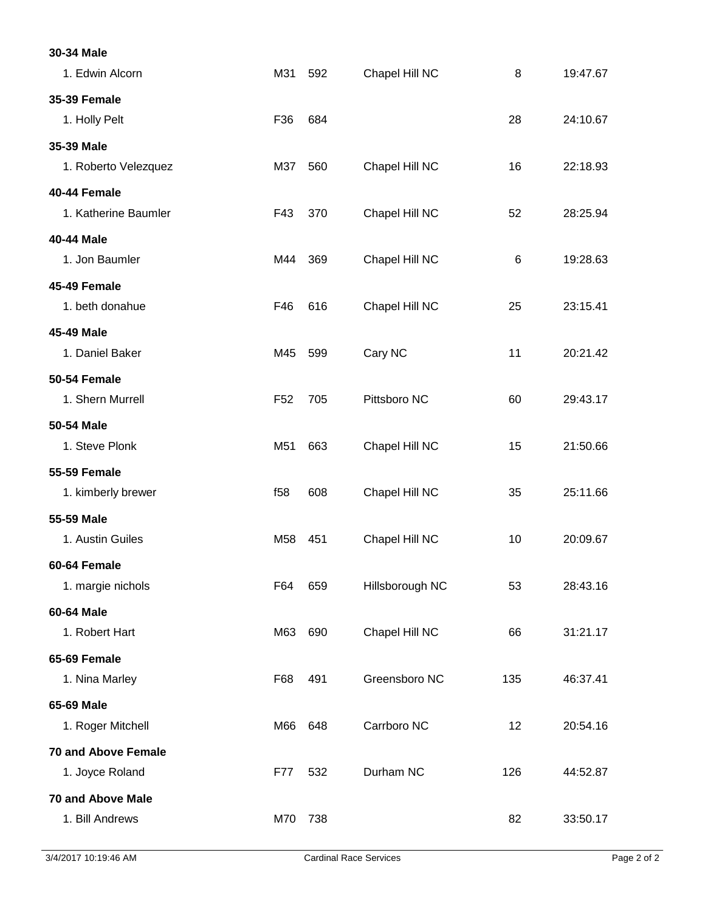**30-34 Male**

| | | | | | |
|---|---|---|---|---|---|
| 1. Edwin Alcorn | M31 | 592 | Chapel Hill NC | 8 | 19:47.67 |

**35-39 Female**

| | | | | | |
|---|---|---|---|---|---|
| 1. Holly Pelt | F36 | 684 | | 28 | 24:10.67 |

**35-39 Male**

| | | | | | |
|---|---|---|---|---|---|
| 1. Roberto Velezquez | M37 | 560 | Chapel Hill NC | 16 | 22:18.93 |

**40-44 Female**

| | | | | | |
|---|---|---|---|---|---|
| 1. Katherine Baumler | F43 | 370 | Chapel Hill NC | 52 | 28:25.94 |

**40-44 Male**

| | | | | | |
|---|---|---|---|---|---|
| 1. Jon Baumler | M44 | 369 | Chapel Hill NC | 6 | 19:28.63 |

**45-49 Female**

| | | | | | |
|---|---|---|---|---|---|
| 1. beth donahue | F46 | 616 | Chapel Hill NC | 25 | 23:15.41 |

**45-49 Male**

| | | | | | |
|---|---|---|---|---|---|
| 1. Daniel Baker | M45 | 599 | Cary NC | 11 | 20:21.42 |

**50-54 Female**

| | | | | | |
|---|---|---|---|---|---|
| 1. Shern Murrell | F52 | 705 | Pittsboro NC | 60 | 29:43.17 |

**50-54 Male**

| | | | | | |
|---|---|---|---|---|---|
| 1. Steve Plonk | M51 | 663 | Chapel Hill NC | 15 | 21:50.66 |

**55-59 Female**

| | | | | | |
|---|---|---|---|---|---|
| 1. kimberly brewer | f58 | 608 | Chapel Hill NC | 35 | 25:11.66 |

**55-59 Male**

| | | | | | |
|---|---|---|---|---|---|
| 1. Austin Guiles | M58 | 451 | Chapel Hill NC | 10 | 20:09.67 |

**60-64 Female**

| | | | | | |
|---|---|---|---|---|---|
| 1. margie nichols | F64 | 659 | Hillsborough NC | 53 | 28:43.16 |

**60-64 Male**

| | | | | | |
|---|---|---|---|---|---|
| 1. Robert Hart | M63 | 690 | Chapel Hill NC | 66 | 31:21.17 |

**65-69 Female**

| | | | | | |
|---|---|---|---|---|---|
| 1. Nina Marley | F68 | 491 | Greensboro NC | 135 | 46:37.41 |

**65-69 Male**

| | | | | | |
|---|---|---|---|---|---|
| 1. Roger Mitchell | M66 | 648 | Carrboro NC | 12 | 20:54.16 |

**70 and Above Female**

| | | | | | |
|---|---|---|---|---|---|
| 1. Joyce Roland | F77 | 532 | Durham NC | 126 | 44:52.87 |

**70 and Above Male**

| | | | | | |
|---|---|---|---|---|---|
| 1. Bill Andrews | M70 | 738 | | 82 | 33:50.17 |